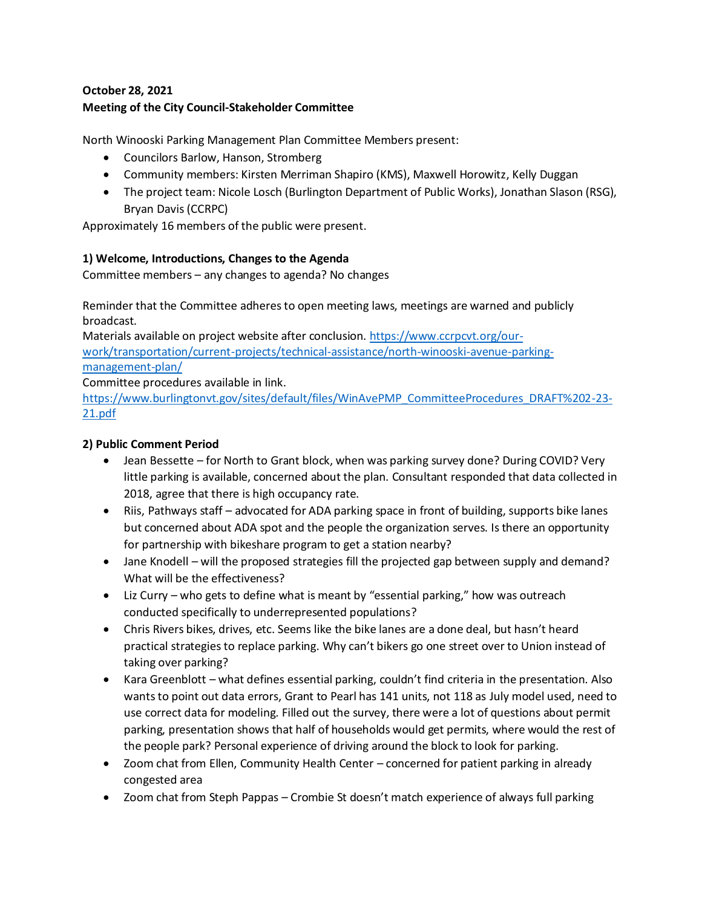**October 28, 2021**
**Meeting of the City Council-Stakeholder Committee**

North Winooski Parking Management Plan Committee Members present:

- Councilors Barlow, Hanson, Stromberg
- Community members: Kirsten Merriman Shapiro (KMS), Maxwell Horowitz, Kelly Duggan
- The project team: Nicole Losch (Burlington Department of Public Works), Jonathan Slason (RSG), Bryan Davis (CCRPC)

Approximately 16 members of the public were present.

**1) Welcome, Introductions, Changes to the Agenda**

Committee members – any changes to agenda? No changes

Reminder that the Committee adheres to open meeting laws, meetings are warned and publicly broadcast.
Materials available on project website after conclusion. [https://www.ccrpcvt.org/our-work/transportation/current-projects/technical-assistance/north-winooski-avenue-parking-management-plan/](https://www.ccrpcvt.org/our-work/transportation/current-projects/technical-assistance/north-winooski-avenue-parking-management-plan/)
Committee procedures available in link.
[https://www.burlingtonvt.gov/sites/default/files/WinAvePMP_CommitteeProcedures_DRAFT%202-23-21.pdf](https://www.burlingtonvt.gov/sites/default/files/WinAvePMP_CommitteeProcedures_DRAFT%202-23-21.pdf)

**2) Public Comment Period**

- Jean Bessette – for North to Grant block, when was parking survey done? During COVID? Very little parking is available, concerned about the plan. Consultant responded that data collected in 2018, agree that there is high occupancy rate.
- Riis, Pathways staff – advocated for ADA parking space in front of building, supports bike lanes but concerned about ADA spot and the people the organization serves. Is there an opportunity for partnership with bikeshare program to get a station nearby?
- Jane Knodell – will the proposed strategies fill the projected gap between supply and demand? What will be the effectiveness?
- Liz Curry – who gets to define what is meant by "essential parking," how was outreach conducted specifically to underrepresented populations?
- Chris Rivers bikes, drives, etc. Seems like the bike lanes are a done deal, but hasn't heard practical strategies to replace parking. Why can't bikers go one street over to Union instead of taking over parking?
- Kara Greenblott – what defines essential parking, couldn't find criteria in the presentation. Also wants to point out data errors, Grant to Pearl has 141 units, not 118 as July model used, need to use correct data for modeling. Filled out the survey, there were a lot of questions about permit parking, presentation shows that half of households would get permits, where would the rest of the people park? Personal experience of driving around the block to look for parking.
- Zoom chat from Ellen, Community Health Center – concerned for patient parking in already congested area
- Zoom chat from Steph Pappas – Crombie St doesn't match experience of always full parking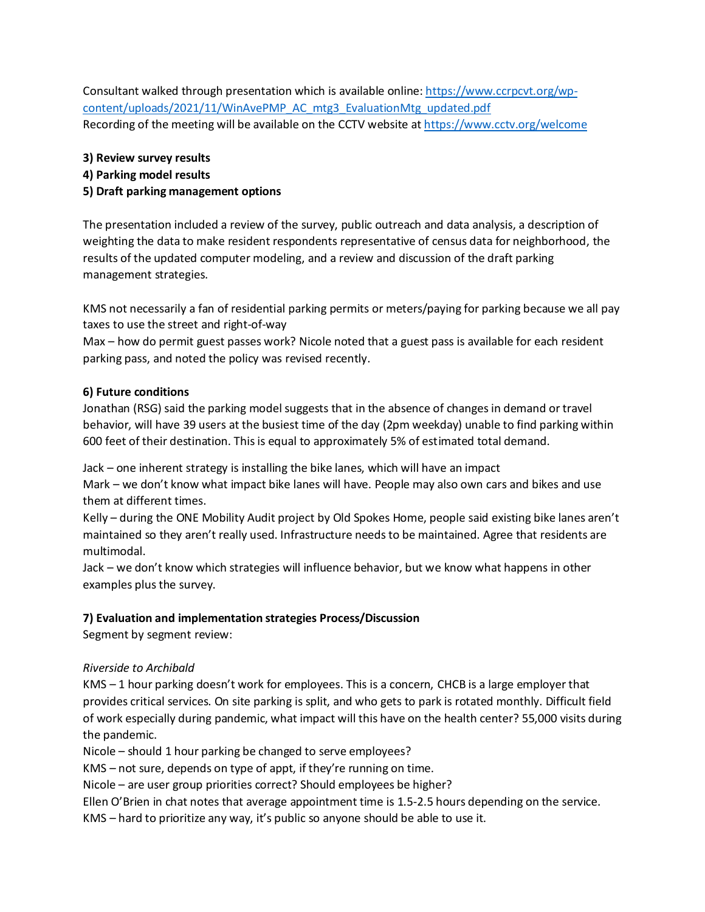Consultant walked through presentation which is available online: [https://www.ccrpcvt.org/wp-content/uploads/2021/11/WinAvePMP_AC_mtg3_EvaluationMtg_updated.pdf](https://www.ccrpcvt.org/wp-content/uploads/2021/11/WinAvePMP_AC_mtg3_EvaluationMtg_updated.pdf)
Recording of the meeting will be available on the CCTV website at [https://www.cctv.org/welcome](https://www.cctv.org/welcome)

**3) Review survey results**
**4) Parking model results**
**5) Draft parking management options**

The presentation included a review of the survey, public outreach and data analysis, a description of weighting the data to make resident respondents representative of census data for neighborhood, the results of the updated computer modeling, and a review and discussion of the draft parking management strategies.

KMS not necessarily a fan of residential parking permits or meters/paying for parking because we all pay taxes to use the street and right-of-way
Max – how do permit guest passes work? Nicole noted that a guest pass is available for each resident parking pass, and noted the policy was revised recently.

**6) Future conditions**
Jonathan (RSG) said the parking model suggests that in the absence of changes in demand or travel behavior, will have 39 users at the busiest time of the day (2pm weekday) unable to find parking within 600 feet of their destination. This is equal to approximately 5% of estimated total demand.

Jack – one inherent strategy is installing the bike lanes, which will have an impact
Mark – we don't know what impact bike lanes will have. People may also own cars and bikes and use them at different times.
Kelly – during the ONE Mobility Audit project by Old Spokes Home, people said existing bike lanes aren't maintained so they aren't really used. Infrastructure needs to be maintained. Agree that residents are multimodal.
Jack – we don't know which strategies will influence behavior, but we know what happens in other examples plus the survey.

**7) Evaluation and implementation strategies Process/Discussion**
Segment by segment review:

*Riverside to Archibald*
KMS – 1 hour parking doesn't work for employees. This is a concern, CHCB is a large employer that provides critical services. On site parking is split, and who gets to park is rotated monthly. Difficult field of work especially during pandemic, what impact will this have on the health center? 55,000 visits during the pandemic.
Nicole – should 1 hour parking be changed to serve employees?
KMS – not sure, depends on type of appt, if they're running on time.
Nicole – are user group priorities correct? Should employees be higher?
Ellen O'Brien in chat notes that average appointment time is 1.5-2.5 hours depending on the service.
KMS – hard to prioritize any way, it's public so anyone should be able to use it.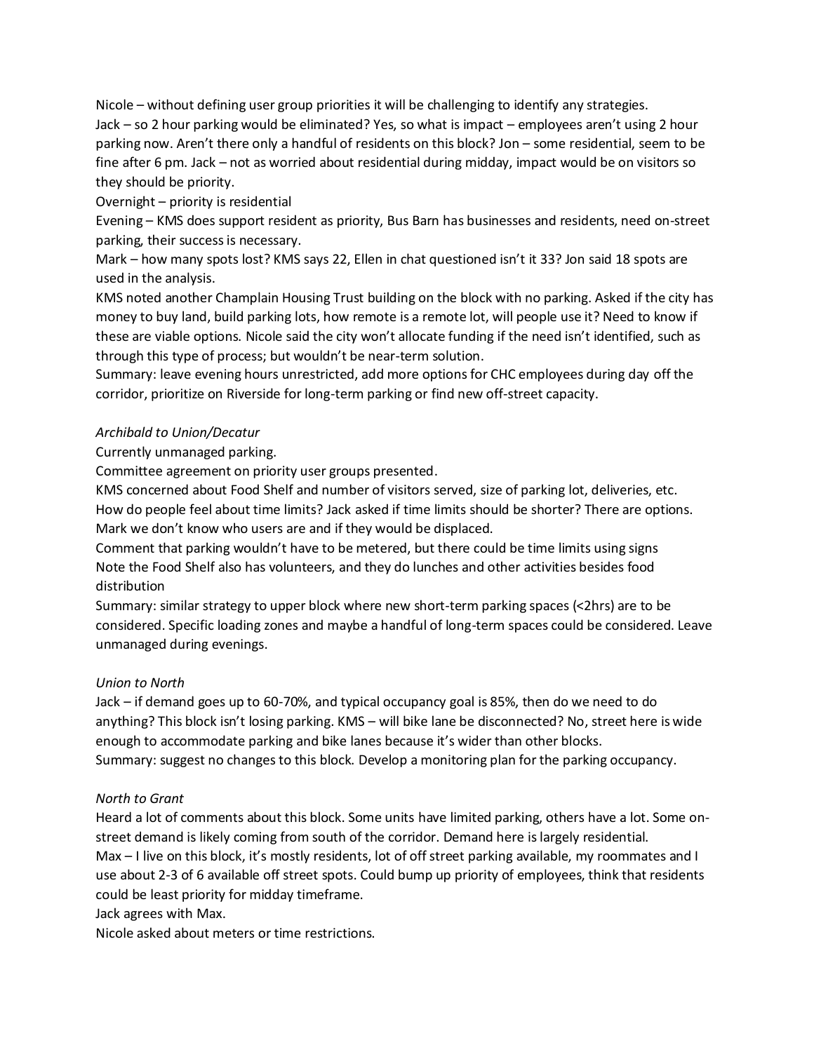Nicole – without defining user group priorities it will be challenging to identify any strategies.
Jack – so 2 hour parking would be eliminated? Yes, so what is impact – employees aren't using 2 hour parking now. Aren't there only a handful of residents on this block? Jon – some residential, seem to be fine after 6 pm. Jack – not as worried about residential during midday, impact would be on visitors so they should be priority.
Overnight – priority is residential
Evening – KMS does support resident as priority, Bus Barn has businesses and residents, need on-street parking, their success is necessary.
Mark – how many spots lost? KMS says 22, Ellen in chat questioned isn't it 33? Jon said 18 spots are used in the analysis.
KMS noted another Champlain Housing Trust building on the block with no parking. Asked if the city has money to buy land, build parking lots, how remote is a remote lot, will people use it? Need to know if these are viable options. Nicole said the city won't allocate funding if the need isn't identified, such as through this type of process; but wouldn't be near-term solution.
Summary: leave evening hours unrestricted, add more options for CHC employees during day off the corridor, prioritize on Riverside for long-term parking or find new off-street capacity.

*Archibald to Union/Decatur*
Currently unmanaged parking.
Committee agreement on priority user groups presented.
KMS concerned about Food Shelf and number of visitors served, size of parking lot, deliveries, etc.
How do people feel about time limits? Jack asked if time limits should be shorter? There are options.
Mark we don't know who users are and if they would be displaced.
Comment that parking wouldn't have to be metered, but there could be time limits using signs
Note the Food Shelf also has volunteers, and they do lunches and other activities besides food distribution
Summary: similar strategy to upper block where new short-term parking spaces (<2hrs) are to be considered. Specific loading zones and maybe a handful of long-term spaces could be considered. Leave unmanaged during evenings.

*Union to North*
Jack – if demand goes up to 60-70%, and typical occupancy goal is 85%, then do we need to do anything? This block isn't losing parking. KMS – will bike lane be disconnected? No, street here is wide enough to accommodate parking and bike lanes because it's wider than other blocks.
Summary: suggest no changes to this block. Develop a monitoring plan for the parking occupancy.

*North to Grant*
Heard a lot of comments about this block. Some units have limited parking, others have a lot. Some on-street demand is likely coming from south of the corridor. Demand here is largely residential.
Max – I live on this block, it's mostly residents, lot of off street parking available, my roommates and I use about 2-3 of 6 available off street spots. Could bump up priority of employees, think that residents could be least priority for midday timeframe.
Jack agrees with Max.
Nicole asked about meters or time restrictions.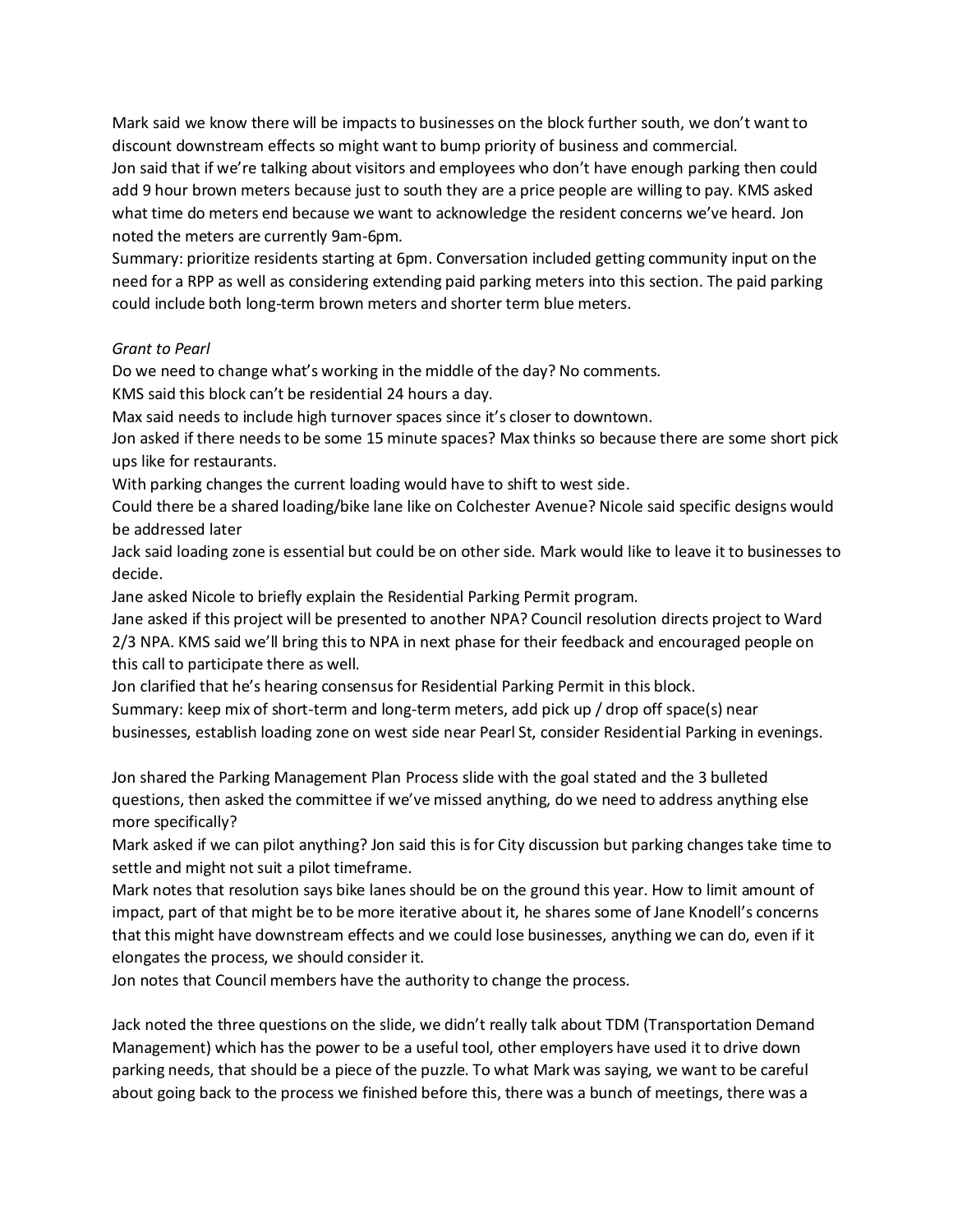Mark said we know there will be impacts to businesses on the block further south, we don't want to discount downstream effects so might want to bump priority of business and commercial.
Jon said that if we're talking about visitors and employees who don't have enough parking then could add 9 hour brown meters because just to south they are a price people are willing to pay. KMS asked what time do meters end because we want to acknowledge the resident concerns we've heard. Jon noted the meters are currently 9am-6pm.
Summary: prioritize residents starting at 6pm. Conversation included getting community input on the need for a RPP as well as considering extending paid parking meters into this section. The paid parking could include both long-term brown meters and shorter term blue meters.

*Grant to Pearl*
Do we need to change what's working in the middle of the day? No comments.
KMS said this block can't be residential 24 hours a day.
Max said needs to include high turnover spaces since it's closer to downtown.
Jon asked if there needs to be some 15 minute spaces? Max thinks so because there are some short pick ups like for restaurants.
With parking changes the current loading would have to shift to west side.
Could there be a shared loading/bike lane like on Colchester Avenue? Nicole said specific designs would be addressed later
Jack said loading zone is essential but could be on other side. Mark would like to leave it to businesses to decide.
Jane asked Nicole to briefly explain the Residential Parking Permit program.
Jane asked if this project will be presented to another NPA? Council resolution directs project to Ward 2/3 NPA. KMS said we'll bring this to NPA in next phase for their feedback and encouraged people on this call to participate there as well.
Jon clarified that he's hearing consensus for Residential Parking Permit in this block.
Summary: keep mix of short-term and long-term meters, add pick up / drop off space(s) near businesses, establish loading zone on west side near Pearl St, consider Residential Parking in evenings.

Jon shared the Parking Management Plan Process slide with the goal stated and the 3 bulleted questions, then asked the committee if we've missed anything, do we need to address anything else more specifically?
Mark asked if we can pilot anything? Jon said this is for City discussion but parking changes take time to settle and might not suit a pilot timeframe.
Mark notes that resolution says bike lanes should be on the ground this year. How to limit amount of impact, part of that might be to be more iterative about it, he shares some of Jane Knodell's concerns that this might have downstream effects and we could lose businesses, anything we can do, even if it elongates the process, we should consider it.
Jon notes that Council members have the authority to change the process.

Jack noted the three questions on the slide, we didn't really talk about TDM (Transportation Demand Management) which has the power to be a useful tool, other employers have used it to drive down parking needs, that should be a piece of the puzzle. To what Mark was saying, we want to be careful about going back to the process we finished before this, there was a bunch of meetings, there was a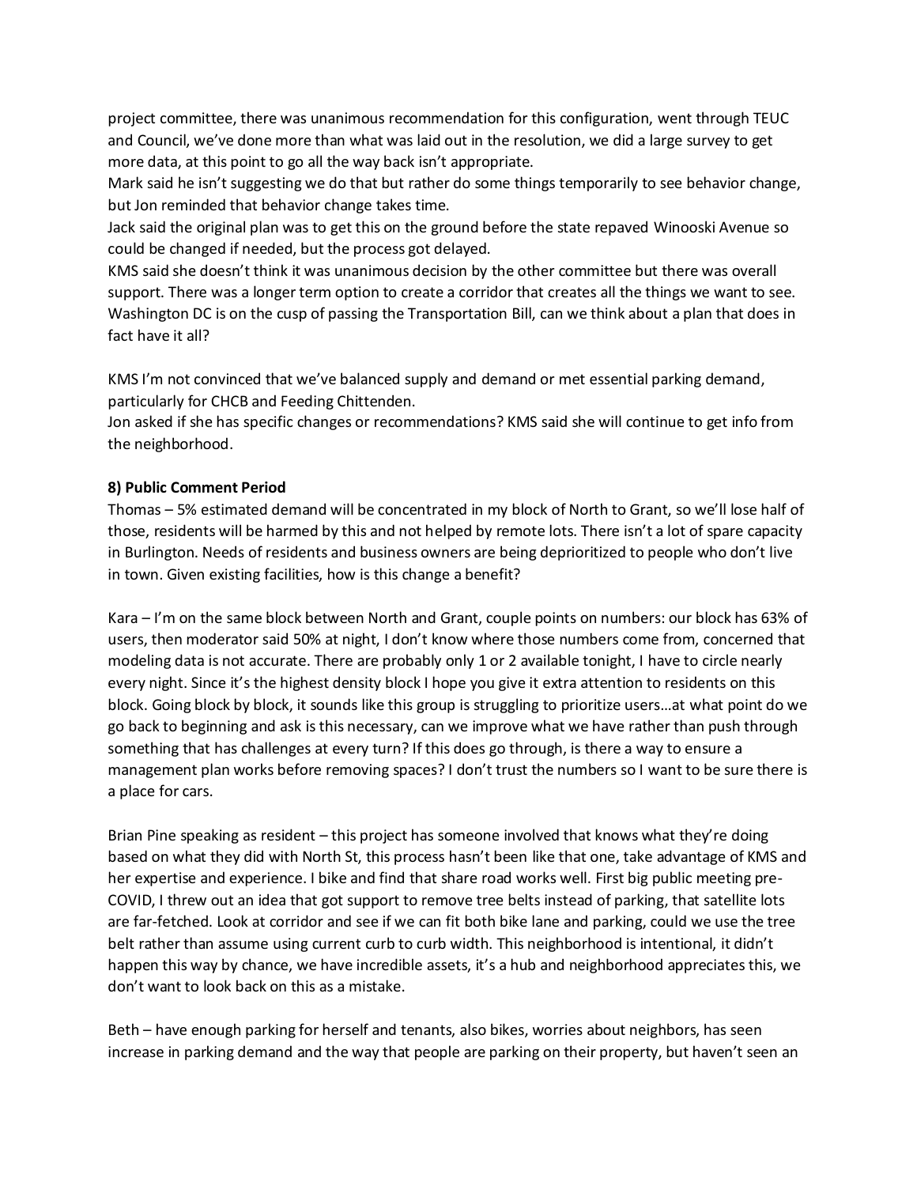project committee, there was unanimous recommendation for this configuration, went through TEUC and Council, we've done more than what was laid out in the resolution, we did a large survey to get more data, at this point to go all the way back isn't appropriate.
Mark said he isn't suggesting we do that but rather do some things temporarily to see behavior change, but Jon reminded that behavior change takes time.
Jack said the original plan was to get this on the ground before the state repaved Winooski Avenue so could be changed if needed, but the process got delayed.
KMS said she doesn't think it was unanimous decision by the other committee but there was overall support. There was a longer term option to create a corridor that creates all the things we want to see. Washington DC is on the cusp of passing the Transportation Bill, can we think about a plan that does in fact have it all?

KMS I'm not convinced that we've balanced supply and demand or met essential parking demand, particularly for CHCB and Feeding Chittenden.
Jon asked if she has specific changes or recommendations? KMS said she will continue to get info from the neighborhood.

**8) Public Comment Period**
Thomas – 5% estimated demand will be concentrated in my block of North to Grant, so we'll lose half of those, residents will be harmed by this and not helped by remote lots. There isn't a lot of spare capacity in Burlington. Needs of residents and business owners are being deprioritized to people who don't live in town. Given existing facilities, how is this change a benefit?

Kara – I'm on the same block between North and Grant, couple points on numbers: our block has 63% of users, then moderator said 50% at night, I don't know where those numbers come from, concerned that modeling data is not accurate. There are probably only 1 or 2 available tonight, I have to circle nearly every night. Since it's the highest density block I hope you give it extra attention to residents on this block. Going block by block, it sounds like this group is struggling to prioritize users…at what point do we go back to beginning and ask is this necessary, can we improve what we have rather than push through something that has challenges at every turn? If this does go through, is there a way to ensure a management plan works before removing spaces? I don't trust the numbers so I want to be sure there is a place for cars.

Brian Pine speaking as resident – this project has someone involved that knows what they're doing based on what they did with North St, this process hasn't been like that one, take advantage of KMS and her expertise and experience. I bike and find that share road works well. First big public meeting pre-COVID, I threw out an idea that got support to remove tree belts instead of parking, that satellite lots are far-fetched. Look at corridor and see if we can fit both bike lane and parking, could we use the tree belt rather than assume using current curb to curb width. This neighborhood is intentional, it didn't happen this way by chance, we have incredible assets, it's a hub and neighborhood appreciates this, we don't want to look back on this as a mistake.

Beth – have enough parking for herself and tenants, also bikes, worries about neighbors, has seen increase in parking demand and the way that people are parking on their property, but haven't seen an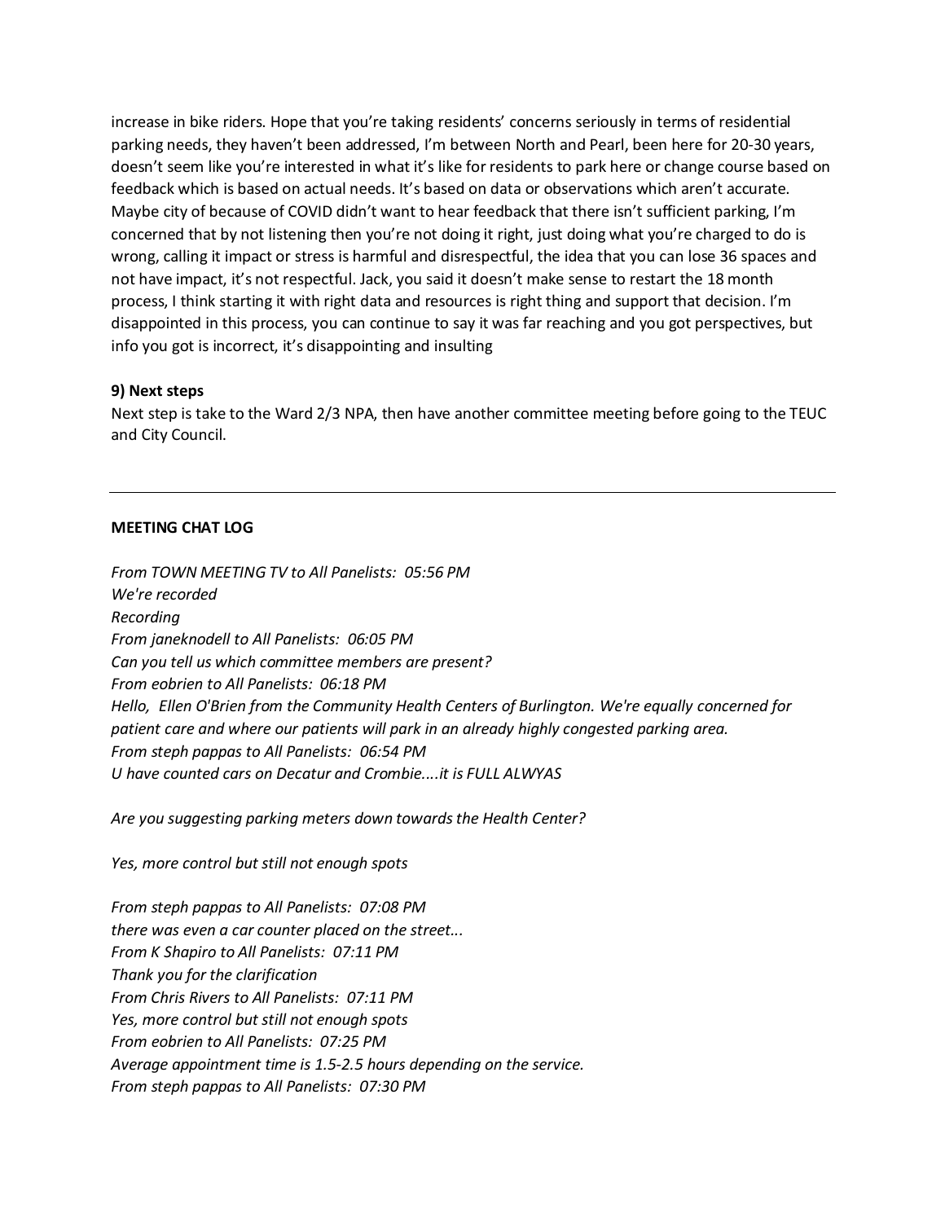increase in bike riders. Hope that you're taking residents' concerns seriously in terms of residential parking needs, they haven't been addressed, I'm between North and Pearl, been here for 20-30 years, doesn't seem like you're interested in what it's like for residents to park here or change course based on feedback which is based on actual needs. It's based on data or observations which aren't accurate. Maybe city of because of COVID didn't want to hear feedback that there isn't sufficient parking, I'm concerned that by not listening then you're not doing it right, just doing what you're charged to do is wrong, calling it impact or stress is harmful and disrespectful, the idea that you can lose 36 spaces and not have impact, it's not respectful. Jack, you said it doesn't make sense to restart the 18 month process, I think starting it with right data and resources is right thing and support that decision. I'm disappointed in this process, you can continue to say it was far reaching and you got perspectives, but info you got is incorrect, it's disappointing and insulting

**9) Next steps**

Next step is take to the Ward 2/3 NPA, then have another committee meeting before going to the TEUC and City Council.

---

**MEETING CHAT LOG**

*From TOWN MEETING TV to All Panelists: 05:56 PM*
*We're recorded*
*Recording*
*From janeknodell to All Panelists: 06:05 PM*
*Can you tell us which committee members are present?*
*From eobrien to All Panelists: 06:18 PM*
*Hello, Ellen O'Brien from the Community Health Centers of Burlington. We're equally concerned for patient care and where our patients will park in an already highly congested parking area.*
*From steph pappas to All Panelists: 06:54 PM*
*U have counted cars on Decatur and Crombie....it is FULL ALWYAS*

*Are you suggesting parking meters down towards the Health Center?*

*Yes, more control but still not enough spots*

*From steph pappas to All Panelists: 07:08 PM*
*there was even a car counter placed on the street...*
*From K Shapiro to All Panelists: 07:11 PM*
*Thank you for the clarification*
*From Chris Rivers to All Panelists: 07:11 PM*
*Yes, more control but still not enough spots*
*From eobrien to All Panelists: 07:25 PM*
*Average appointment time is 1.5-2.5 hours depending on the service.*
*From steph pappas to All Panelists: 07:30 PM*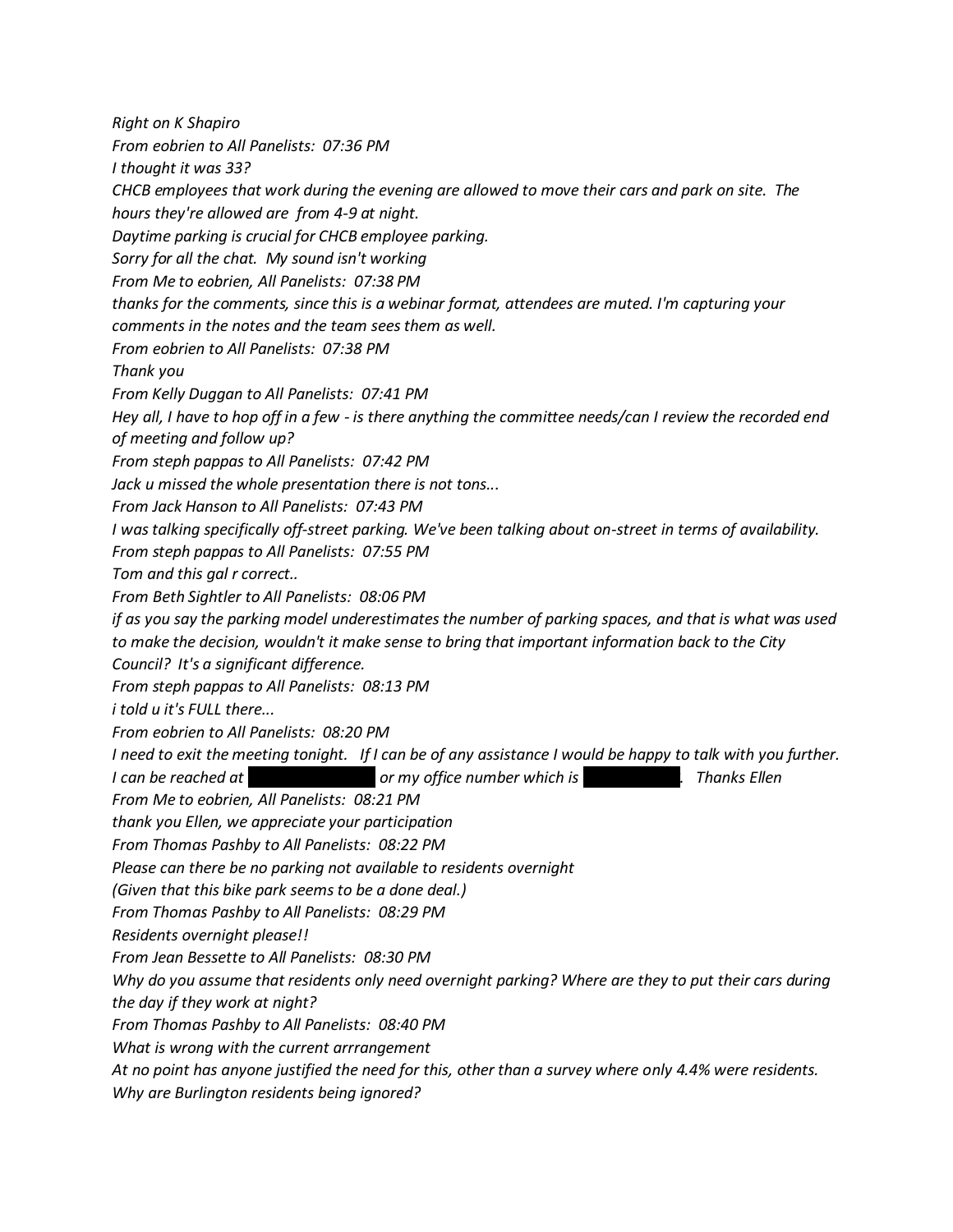*Right on K Shapiro*

*From eobrien to All Panelists: 07:36 PM*

*I thought it was 33?*

*CHCB employees that work during the evening are allowed to move their cars and park on site. The hours they're allowed are from 4-9 at night.*

*Daytime parking is crucial for CHCB employee parking.*

*Sorry for all the chat. My sound isn't working*

*From Me to eobrien, All Panelists: 07:38 PM*

*thanks for the comments, since this is a webinar format, attendees are muted. I'm capturing your comments in the notes and the team sees them as well.*

*From eobrien to All Panelists: 07:38 PM*

*Thank you*

*From Kelly Duggan to All Panelists: 07:41 PM*

*Hey all, I have to hop off in a few - is there anything the committee needs/can I review the recorded end of meeting and follow up?*

*From steph pappas to All Panelists: 07:42 PM*

*Jack u missed the whole presentation there is not tons...*

*From Jack Hanson to All Panelists: 07:43 PM*

*I was talking specifically off-street parking. We've been talking about on-street in terms of availability.*

*From steph pappas to All Panelists: 07:55 PM*

*Tom and this gal r correct..*

*From Beth Sightler to All Panelists: 08:06 PM*

*if as you say the parking model underestimates the number of parking spaces, and that is what was used to make the decision, wouldn't it make sense to bring that important information back to the City Council? It's a significant difference.*

*From steph pappas to All Panelists: 08:13 PM*

*i told u it's FULL there...*

*From eobrien to All Panelists: 08:20 PM*

*I need to exit the meeting tonight. If I can be of any assistance I would be happy to talk with you further. I can be reached at [REDACTED] or my office number which is [REDACTED]. Thanks Ellen*

*From Me to eobrien, All Panelists: 08:21 PM*

*thank you Ellen, we appreciate your participation*

*From Thomas Pashby to All Panelists: 08:22 PM*

*Please can there be no parking not available to residents overnight*

*(Given that this bike park seems to be a done deal.)*

*From Thomas Pashby to All Panelists: 08:29 PM*

*Residents overnight please!!*

*From Jean Bessette to All Panelists: 08:30 PM*

*Why do you assume that residents only need overnight parking? Where are they to put their cars during the day if they work at night?*

*From Thomas Pashby to All Panelists: 08:40 PM*

*What is wrong with the current arrrangement*

*At no point has anyone justified the need for this, other than a survey where only 4.4% were residents. Why are Burlington residents being ignored?*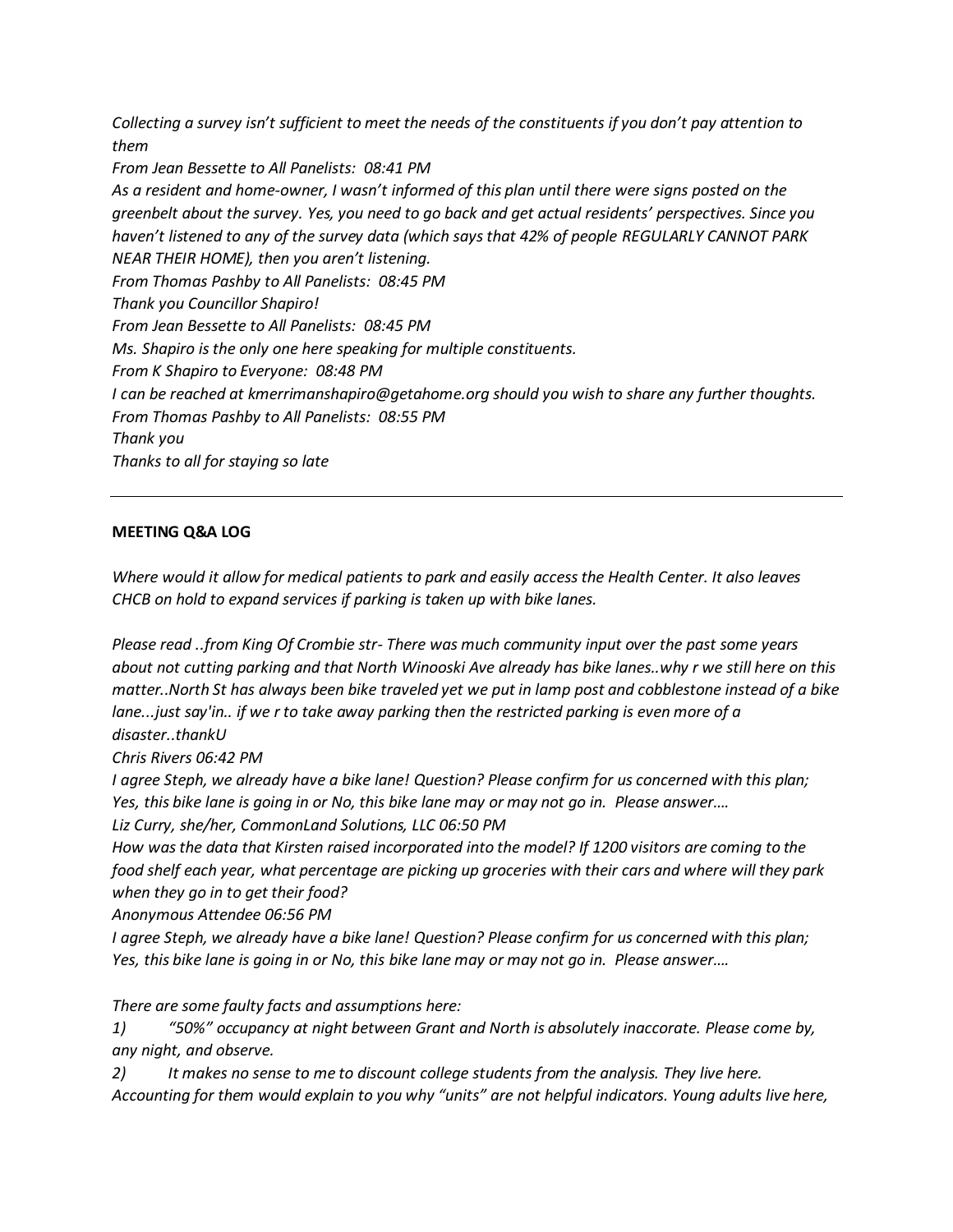*Collecting a survey isn't sufficient to meet the needs of the constituents if you don't pay attention to them*

*From Jean Bessette to All Panelists: 08:41 PM*

*As a resident and home-owner, I wasn't informed of this plan until there were signs posted on the greenbelt about the survey. Yes, you need to go back and get actual residents' perspectives. Since you haven't listened to any of the survey data (which says that 42% of people REGULARLY CANNOT PARK NEAR THEIR HOME), then you aren't listening.*

*From Thomas Pashby to All Panelists: 08:45 PM*

*Thank you Councillor Shapiro!*

*From Jean Bessette to All Panelists: 08:45 PM*

*Ms. Shapiro is the only one here speaking for multiple constituents.*

*From K Shapiro to Everyone: 08:48 PM*

*I can be reached at kmerrimanshapiro@getahome.org should you wish to share any further thoughts.*

*From Thomas Pashby to All Panelists: 08:55 PM*

*Thank you*

*Thanks to all for staying so late*

---

**MEETING Q&A LOG**

*Where would it allow for medical patients to park and easily access the Health Center. It also leaves CHCB on hold to expand services if parking is taken up with bike lanes.*

*Please read ..from King Of Crombie str- There was much community input over the past some years about not cutting parking and that North Winooski Ave already has bike lanes..why r we still here on this matter..North St has always been bike traveled yet we put in lamp post and cobblestone instead of a bike lane...just say'in.. if we r to take away parking then the restricted parking is even more of a disaster..thankU*

*Chris Rivers 06:42 PM*

*I agree Steph, we already have a bike lane! Question? Please confirm for us concerned with this plan; Yes, this bike lane is going in or No, this bike lane may or may not go in. Please answer….*

*Liz Curry, she/her, CommonLand Solutions, LLC 06:50 PM*

*How was the data that Kirsten raised incorporated into the model? If 1200 visitors are coming to the food shelf each year, what percentage are picking up groceries with their cars and where will they park when they go in to get their food?*

*Anonymous Attendee 06:56 PM*

*I agree Steph, we already have a bike lane! Question? Please confirm for us concerned with this plan; Yes, this bike lane is going in or No, this bike lane may or may not go in. Please answer….*

*There are some faulty facts and assumptions here:*

*1) "50%" occupancy at night between Grant and North is absolutely inaccorate. Please come by, any night, and observe.*

*2) It makes no sense to me to discount college students from the analysis. They live here. Accounting for them would explain to you why "units" are not helpful indicators. Young adults live here,*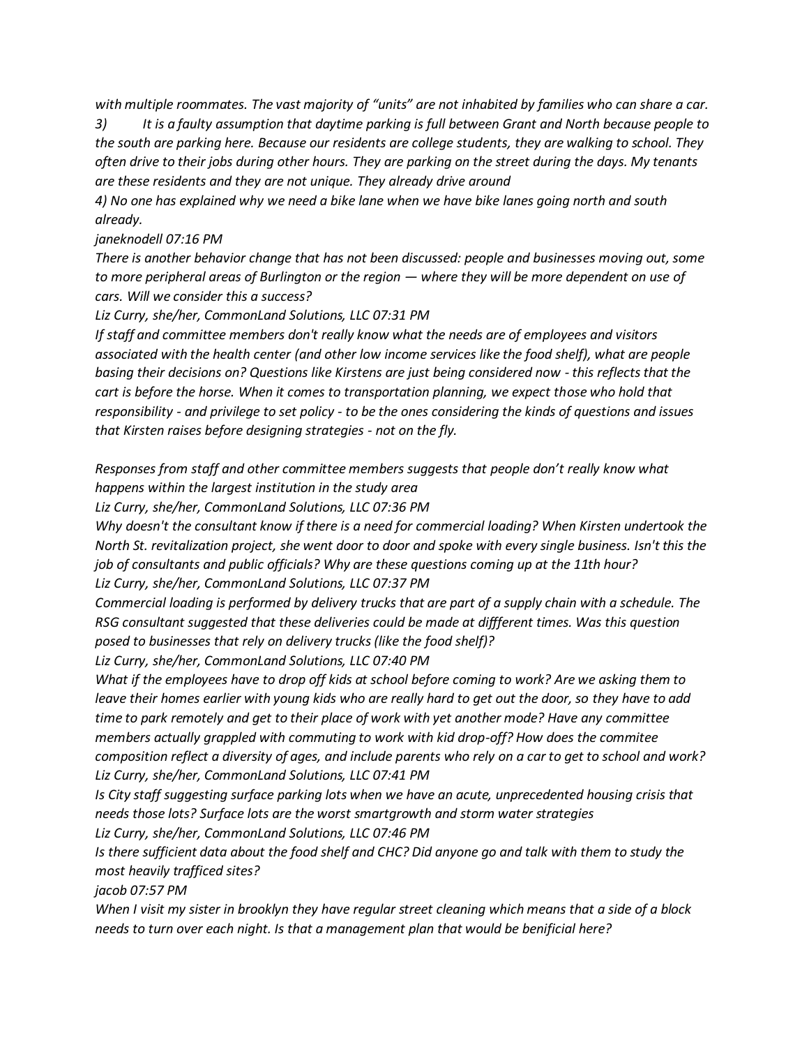*with multiple roommates. The vast majority of "units" are not inhabited by families who can share a car.*

*3) It is a faulty assumption that daytime parking is full between Grant and North because people to the south are parking here. Because our residents are college students, they are walking to school. They often drive to their jobs during other hours. They are parking on the street during the days. My tenants are these residents and they are not unique. They already drive around*

*4) No one has explained why we need a bike lane when we have bike lanes going north and south already.*

*janeknodell 07:16 PM*

*There is another behavior change that has not been discussed: people and businesses moving out, some to more peripheral areas of Burlington or the region — where they will be more dependent on use of cars. Will we consider this a success?*

*Liz Curry, she/her, CommonLand Solutions, LLC 07:31 PM*

*If staff and committee members don't really know what the needs are of employees and visitors associated with the health center (and other low income services like the food shelf), what are people basing their decisions on? Questions like Kirstens are just being considered now - this reflects that the cart is before the horse. When it comes to transportation planning, we expect those who hold that responsibility - and privilege to set policy - to be the ones considering the kinds of questions and issues that Kirsten raises before designing strategies - not on the fly.*

*Responses from staff and other committee members suggests that people don't really know what happens within the largest institution in the study area*

*Liz Curry, she/her, CommonLand Solutions, LLC 07:36 PM*

*Why doesn't the consultant know if there is a need for commercial loading? When Kirsten undertook the North St. revitalization project, she went door to door and spoke with every single business. Isn't this the job of consultants and public officials? Why are these questions coming up at the 11th hour?*

*Liz Curry, she/her, CommonLand Solutions, LLC 07:37 PM*

*Commercial loading is performed by delivery trucks that are part of a supply chain with a schedule. The RSG consultant suggested that these deliveries could be made at diffferent times. Was this question posed to businesses that rely on delivery trucks (like the food shelf)?*

*Liz Curry, she/her, CommonLand Solutions, LLC 07:40 PM*

*What if the employees have to drop off kids at school before coming to work? Are we asking them to leave their homes earlier with young kids who are really hard to get out the door, so they have to add time to park remotely and get to their place of work with yet another mode? Have any committee members actually grappled with commuting to work with kid drop-off? How does the commitee composition reflect a diversity of ages, and include parents who rely on a car to get to school and work?*

*Liz Curry, she/her, CommonLand Solutions, LLC 07:41 PM*

*Is City staff suggesting surface parking lots when we have an acute, unprecedented housing crisis that needs those lots? Surface lots are the worst smartgrowth and storm water strategies*

*Liz Curry, she/her, CommonLand Solutions, LLC 07:46 PM*

*Is there sufficient data about the food shelf and CHC? Did anyone go and talk with them to study the most heavily trafficed sites?*

*jacob 07:57 PM*

*When I visit my sister in brooklyn they have regular street cleaning which means that a side of a block needs to turn over each night. Is that a management plan that would be benificial here?*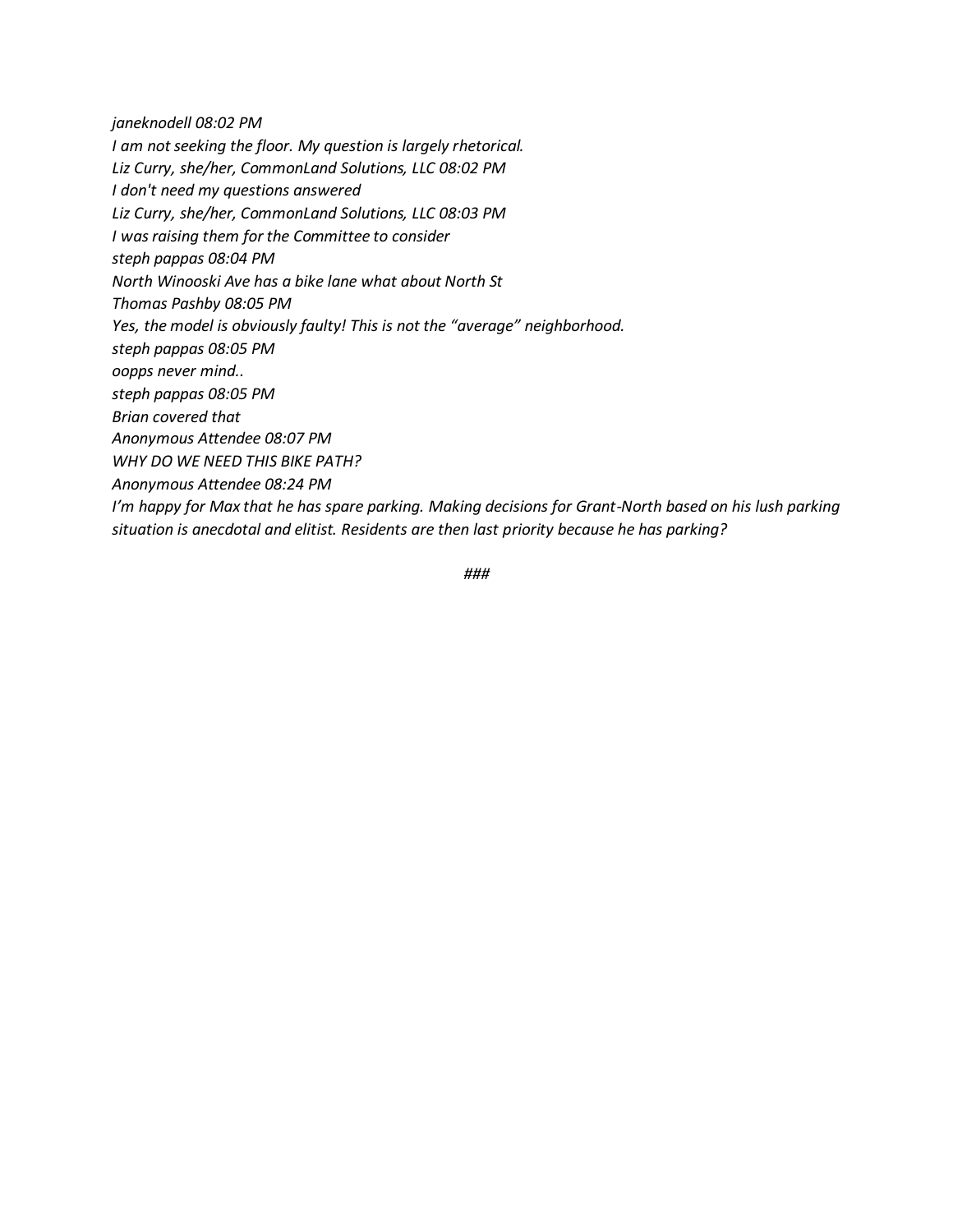*janeknodell 08:02 PM*

*I am not seeking the floor. My question is largely rhetorical.*

*Liz Curry, she/her, CommonLand Solutions, LLC 08:02 PM*

*I don't need my questions answered*

*Liz Curry, she/her, CommonLand Solutions, LLC 08:03 PM*

*I was raising them for the Committee to consider*

*steph pappas 08:04 PM*

*North Winooski Ave has a bike lane what about North St*

*Thomas Pashby 08:05 PM*

*Yes, the model is obviously faulty! This is not the "average" neighborhood.*

*steph pappas 08:05 PM*

*oopps never mind..*

*steph pappas 08:05 PM*

*Brian covered that*

*Anonymous Attendee 08:07 PM*

*WHY DO WE NEED THIS BIKE PATH?*

*Anonymous Attendee 08:24 PM*

*I'm happy for Max that he has spare parking. Making decisions for Grant-North based on his lush parking situation is anecdotal and elitist. Residents are then last priority because he has parking?*

*###*